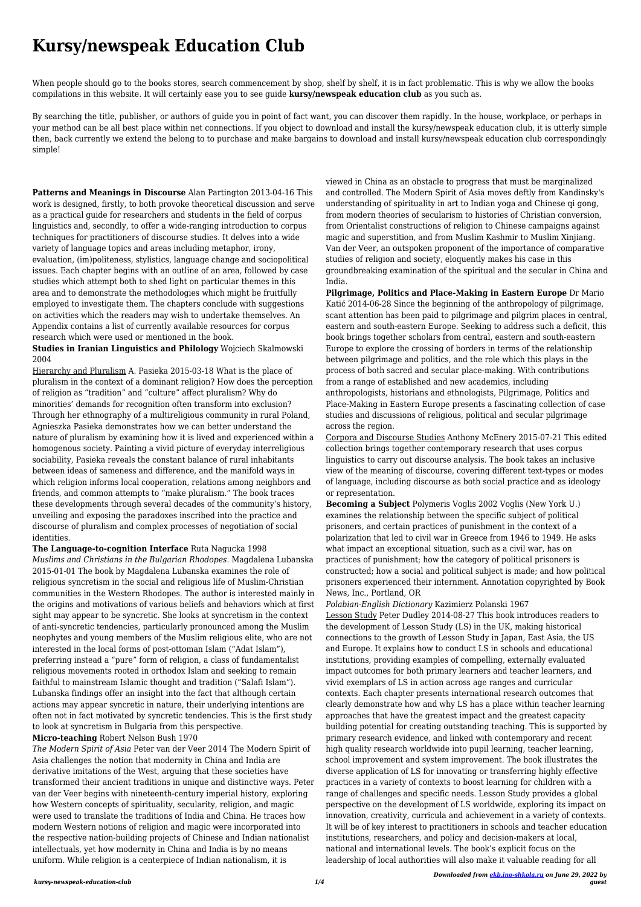# Kursy/newspeak Education Club

When people should go to the books stores, search commencement by shop, shelf by shelf, it is in fact problematic. This is why we allow the books compilations in this website. It will certainly ease you to see guide **kursy/newspeak education club** as you such as.

By searching the title, publisher, or authors of guide you in point of fact want, you can discover them rapidly. In the house, workplace, or perhaps in your method can be all best place within net connections. If you object to download and install the kursy/newspeak education club, it is utterly simple then, back currently we extend the belong to to purchase and make bargains to download and install kursy/newspeak education club correspondingly simple!

**Patterns and Meanings in Discourse** Alan Partington 2013-04-16 This work is designed, firstly, to both provoke theoretical discussion and serve as a practical guide for researchers and students in the field of corpus linguistics and, secondly, to offer a wide-ranging introduction to corpus techniques for practitioners of discourse studies. It delves into a wide variety of language topics and areas including metaphor, irony, evaluation, (im)politeness, stylistics, language change and sociopolitical issues. Each chapter begins with an outline of an area, followed by case studies which attempt both to shed light on particular themes in this area and to demonstrate the methodologies which might be fruitfully employed to investigate them. The chapters conclude with suggestions on activities which the readers may wish to undertake themselves. An Appendix contains a list of currently available resources for corpus research which were used or mentioned in the book.

**Studies in Iranian Linguistics and Philology** Wojciech Skalmowski 2004

Hierarchy and Pluralism A. Pasieka 2015-03-18 What is the place of pluralism in the context of a dominant religion? How does the perception of religion as "tradition" and "culture" affect pluralism? Why do minorities' demands for recognition often transform into exclusion? Through her ethnography of a multireligious community in rural Poland, Agnieszka Pasieka demonstrates how we can better understand the nature of pluralism by examining how it is lived and experienced within a homogenous society. Painting a vivid picture of everyday interreligious sociability, Pasieka reveals the constant balance of rural inhabitants between ideas of sameness and difference, and the manifold ways in which religion informs local cooperation, relations among neighbors and friends, and common attempts to "make pluralism." The book traces these developments through several decades of the community's history, unveiling and exposing the paradoxes inscribed into the practice and discourse of pluralism and complex processes of negotiation of social identities.

**The Language-to-cognition Interface** Ruta Nagucka 1998

*Muslims and Christians in the Bulgarian Rhodopes.* Magdalena Lubanska 2015-01-01 The book by Magdalena Lubanska examines the role of religious syncretism in the social and religious life of Muslim-Christian communities in the Western Rhodopes. The author is interested mainly in the origins and motivations of various beliefs and behaviors which at first sight may appear to be syncretic. She looks at syncretism in the context of anti-syncretic tendencies, particularly pronounced among the Muslim neophytes and young members of the Muslim religious elite, who are not interested in the local forms of post-ottoman Islam ("Adat Islam"), preferring instead a "pure" form of religion, a class of fundamentalist religious movements rooted in orthodox Islam and seeking to remain faithful to mainstream Islamic thought and tradition ("Salafi Islam"). Lubanska findings offer an insight into the fact that although certain actions may appear syncretic in nature, their underlying intentions are often not in fact motivated by syncretic tendencies. This is the first study to look at syncretism in Bulgaria from this perspective.

**Micro-teaching** Robert Nelson Bush 1970

*The Modern Spirit of Asia* Peter van der Veer 2014 The Modern Spirit of Asia challenges the notion that modernity in China and India are derivative imitations of the West, arguing that these societies have transformed their ancient traditions in unique and distinctive ways. Peter van der Veer begins with nineteenth-century imperial history, exploring how Western concepts of spirituality, secularity, religion, and magic were used to translate the traditions of India and China. He traces how modern Western notions of religion and magic were incorporated into the respective nation-building projects of Chinese and Indian nationalist intellectuals, yet how modernity in China and India is by no means uniform. While religion is a centerpiece of Indian nationalism, it is viewed in China as an obstacle to progress that must be marginalized and controlled. The Modern Spirit of Asia moves deftly from Kandinsky's understanding of spirituality in art to Indian yoga and Chinese qi gong, from modern theories of secularism to histories of Christian conversion, from Orientalist constructions of religion to Chinese campaigns against magic and superstition, and from Muslim Kashmir to Muslim Xinjiang. Van der Veer, an outspoken proponent of the importance of comparative studies of religion and society, eloquently makes his case in this groundbreaking examination of the spiritual and the secular in China and India.

**Pilgrimage, Politics and Place-Making in Eastern Europe** Dr Mario Katić 2014-06-28 Since the beginning of the anthropology of pilgrimage, scant attention has been paid to pilgrimage and pilgrim places in central, eastern and south-eastern Europe. Seeking to address such a deficit, this book brings together scholars from central, eastern and south-eastern Europe to explore the crossing of borders in terms of the relationship between pilgrimage and politics, and the role which this plays in the process of both sacred and secular place-making. With contributions from a range of established and new academics, including anthropologists, historians and ethnologists, Pilgrimage, Politics and Place-Making in Eastern Europe presents a fascinating collection of case studies and discussions of religious, political and secular pilgrimage across the region.

Corpora and Discourse Studies Anthony McEnery 2015-07-21 This edited collection brings together contemporary research that uses corpus linguistics to carry out discourse analysis. The book takes an inclusive view of the meaning of discourse, covering different text-types or modes of language, including discourse as both social practice and as ideology or representation.

**Becoming a Subject** Polymeris Voglis 2002 Voglis (New York U.) examines the relationship between the specific subject of political prisoners, and certain practices of punishment in the context of a polarization that led to civil war in Greece from 1946 to 1949. He asks what impact an exceptional situation, such as a civil war, has on practices of punishment; how the category of political prisoners is constructed; how a social and political subject is made; and how political prisoners experienced their internment. Annotation copyrighted by Book News, Inc., Portland, OR

*Polabian-English Dictionary* Kazimierz Polanski 1967

Lesson Study Peter Dudley 2014-08-27 This book introduces readers to the development of Lesson Study (LS) in the UK, making historical connections to the growth of Lesson Study in Japan, East Asia, the US and Europe. It explains how to conduct LS in schools and educational institutions, providing examples of compelling, externally evaluated impact outcomes for both primary learners and teacher learners, and vivid exemplars of LS in action across age ranges and curricular contexts. Each chapter presents international research outcomes that clearly demonstrate how and why LS has a place within teacher learning approaches that have the greatest impact and the greatest capacity building potential for creating outstanding teaching. This is supported by primary research evidence, and linked with contemporary and recent high quality research worldwide into pupil learning, teacher learning, school improvement and system improvement. The book illustrates the diverse application of LS for innovating or transferring highly effective practices in a variety of contexts to boost learning for children with a range of challenges and specific needs. Lesson Study provides a global perspective on the development of LS worldwide, exploring its impact on innovation, creativity, curricula and achievement in a variety of contexts. It will be of key interest to practitioners in schools and teacher education institutions, researchers, and policy and decision-makers at local, national and international levels. The book's explicit focus on the leadership of local authorities will also make it valuable reading for all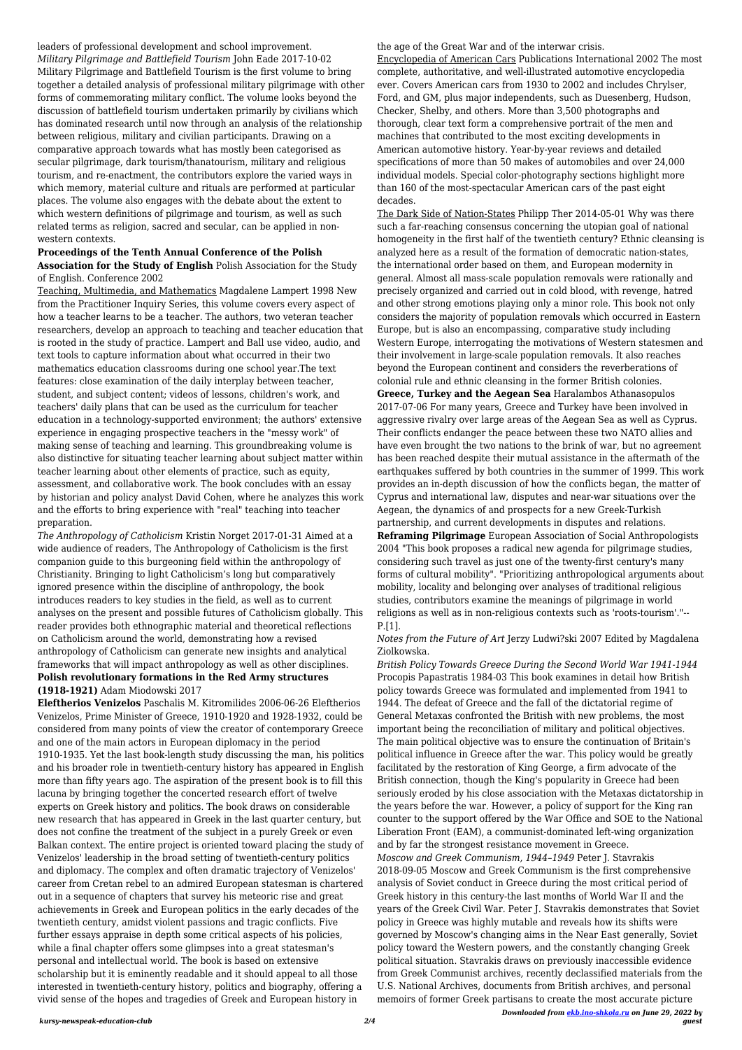leaders of professional development and school improvement.

*Military Pilgrimage and Battlefield Tourism* John Eade 2017-10-02 Military Pilgrimage and Battlefield Tourism is the first volume to bring together a detailed analysis of professional military pilgrimage with other forms of commemorating military conflict. The volume looks beyond the discussion of battlefield tourism undertaken primarily by civilians which has dominated research until now through an analysis of the relationship between religious, military and civilian participants. Drawing on a comparative approach towards what has mostly been categorised as secular pilgrimage, dark tourism/thanatourism, military and religious tourism, and re-enactment, the contributors explore the varied ways in which memory, material culture and rituals are performed at particular places. The volume also engages with the debate about the extent to which western definitions of pilgrimage and tourism, as well as such related terms as religion, sacred and secular, can be applied in non-western contexts.

**Proceedings of the Tenth Annual Conference of the Polish Association for the Study of English** Polish Association for the Study of English. Conference 2002

Teaching, Multimedia, and Mathematics Magdalene Lampert 1998 New from the Practitioner Inquiry Series, this volume covers every aspect of how a teacher learns to be a teacher. The authors, two veteran teacher researchers, develop an approach to teaching and teacher education that is rooted in the study of practice. Lampert and Ball use video, audio, and text tools to capture information about what occurred in their two mathematics education classrooms during one school year.The text features: close examination of the daily interplay between teacher, student, and subject content; videos of lessons, children's work, and teachers' daily plans that can be used as the curriculum for teacher education in a technology-supported environment; the authors' extensive experience in engaging prospective teachers in the "messy work" of making sense of teaching and learning. This groundbreaking volume is also distinctive for situating teacher learning about subject matter within teacher learning about other elements of practice, such as equity, assessment, and collaborative work. The book concludes with an essay by historian and policy analyst David Cohen, where he analyzes this work and the efforts to bring experience with "real" teaching into teacher preparation.

*The Anthropology of Catholicism* Kristin Norget 2017-01-31 Aimed at a wide audience of readers, The Anthropology of Catholicism is the first companion guide to this burgeoning field within the anthropology of Christianity. Bringing to light Catholicism's long but comparatively ignored presence within the discipline of anthropology, the book introduces readers to key studies in the field, as well as to current analyses on the present and possible futures of Catholicism globally. This reader provides both ethnographic material and theoretical reflections on Catholicism around the world, demonstrating how a revised anthropology of Catholicism can generate new insights and analytical frameworks that will impact anthropology as well as other disciplines.

**Polish revolutionary formations in the Red Army structures (1918-1921)** Adam Miodowski 2017

**Eleftherios Venizelos** Paschalis M. Kitromilides 2006-06-26 Eleftherios Venizelos, Prime Minister of Greece, 1910-1920 and 1928-1932, could be considered from many points of view the creator of contemporary Greece and one of the main actors in European diplomacy in the period 1910-1935. Yet the last book-length study discussing the man, his politics and his broader role in twentieth-century history has appeared in English more than fifty years ago. The aspiration of the present book is to fill this lacuna by bringing together the concerted research effort of twelve experts on Greek history and politics. The book draws on considerable new research that has appeared in Greek in the last quarter century, but does not confine the treatment of the subject in a purely Greek or even Balkan context. The entire project is oriented toward placing the study of Venizelos' leadership in the broad setting of twentieth-century politics and diplomacy. The complex and often dramatic trajectory of Venizelos' career from Cretan rebel to an admired European statesman is chartered out in a sequence of chapters that survey his meteoric rise and great achievements in Greek and European politics in the early decades of the twentieth century, amidst violent passions and tragic conflicts. Five further essays appraise in depth some critical aspects of his policies, while a final chapter offers some glimpses into a great statesman's personal and intellectual world. The book is based on extensive scholarship but it is eminently readable and it should appeal to all those interested in twentieth-century history, politics and biography, offering a vivid sense of the hopes and tragedies of Greek and European history in the age of the Great War and of the interwar crisis.

Encyclopedia of American Cars Publications International 2002 The most complete, authoritative, and well-illustrated automotive encyclopedia ever. Covers American cars from 1930 to 2002 and includes Chrylser, Ford, and GM, plus major independents, such as Duesenberg, Hudson, Checker, Shelby, and others. More than 3,500 photographs and thorough, clear text form a comprehensive portrait of the men and machines that contributed to the most exciting developments in American automotive history. Year-by-year reviews and detailed specifications of more than 50 makes of automobiles and over 24,000 individual models. Special color-photography sections highlight more than 160 of the most-spectacular American cars of the past eight decades.

The Dark Side of Nation-States Philipp Ther 2014-05-01 Why was there such a far-reaching consensus concerning the utopian goal of national homogeneity in the first half of the twentieth century? Ethnic cleansing is analyzed here as a result of the formation of democratic nation-states, the international order based on them, and European modernity in general. Almost all mass-scale population removals were rationally and precisely organized and carried out in cold blood, with revenge, hatred and other strong emotions playing only a minor role. This book not only considers the majority of population removals which occurred in Eastern Europe, but is also an encompassing, comparative study including Western Europe, interrogating the motivations of Western statesmen and their involvement in large-scale population removals. It also reaches beyond the European continent and considers the reverberations of colonial rule and ethnic cleansing in the former British colonies.

**Greece, Turkey and the Aegean Sea** Haralambos Athanasopulos 2017-07-06 For many years, Greece and Turkey have been involved in aggressive rivalry over large areas of the Aegean Sea as well as Cyprus. Their conflicts endanger the peace between these two NATO allies and have even brought the two nations to the brink of war, but no agreement has been reached despite their mutual assistance in the aftermath of the earthquakes suffered by both countries in the summer of 1999. This work provides an in-depth discussion of how the conflicts began, the matter of Cyprus and international law, disputes and near-war situations over the Aegean, the dynamics of and prospects for a new Greek-Turkish partnership, and current developments in disputes and relations.

**Reframing Pilgrimage** European Association of Social Anthropologists 2004 "This book proposes a radical new agenda for pilgrimage studies, considering such travel as just one of the twenty-first century's many forms of cultural mobility". "Prioritizing anthropological arguments about mobility, locality and belonging over analyses of traditional religious studies, contributors examine the meanings of pilgrimage in world religions as well as in non-religious contexts such as 'roots-tourism'."--P.[1].

*Notes from the Future of Art* Jerzy Ludwi?ski 2007 Edited by Magdalena Ziolkowska.

*British Policy Towards Greece During the Second World War 1941-1944* Procopis Papastratis 1984-03 This book examines in detail how British policy towards Greece was formulated and implemented from 1941 to 1944. The defeat of Greece and the fall of the dictatorial regime of General Metaxas confronted the British with new problems, the most important being the reconciliation of military and political objectives. The main political objective was to ensure the continuation of Britain's political influence in Greece after the war. This policy would be greatly facilitated by the restoration of King George, a firm advocate of the British connection, though the King's popularity in Greece had been seriously eroded by his close association with the Metaxas dictatorship in the years before the war. However, a policy of support for the King ran counter to the support offered by the War Office and SOE to the National Liberation Front (EAM), a communist-dominated left-wing organization and by far the strongest resistance movement in Greece.

*Moscow and Greek Communism, 1944–1949* Peter J. Stavrakis 2018-09-05 Moscow and Greek Communism is the first comprehensive analysis of Soviet conduct in Greece during the most critical period of Greek history in this century-the last months of World War II and the years of the Greek Civil War. Peter J. Stavrakis demonstrates that Soviet policy in Greece was highly mutable and reveals how its shifts were governed by Moscow's changing aims in the Near East generally, Soviet policy toward the Western powers, and the constantly changing Greek political situation. Stavrakis draws on previously inaccessible evidence from Greek Communist archives, recently declassified materials from the U.S. National Archives, documents from British archives, and personal memoirs of former Greek partisans to create the most accurate picture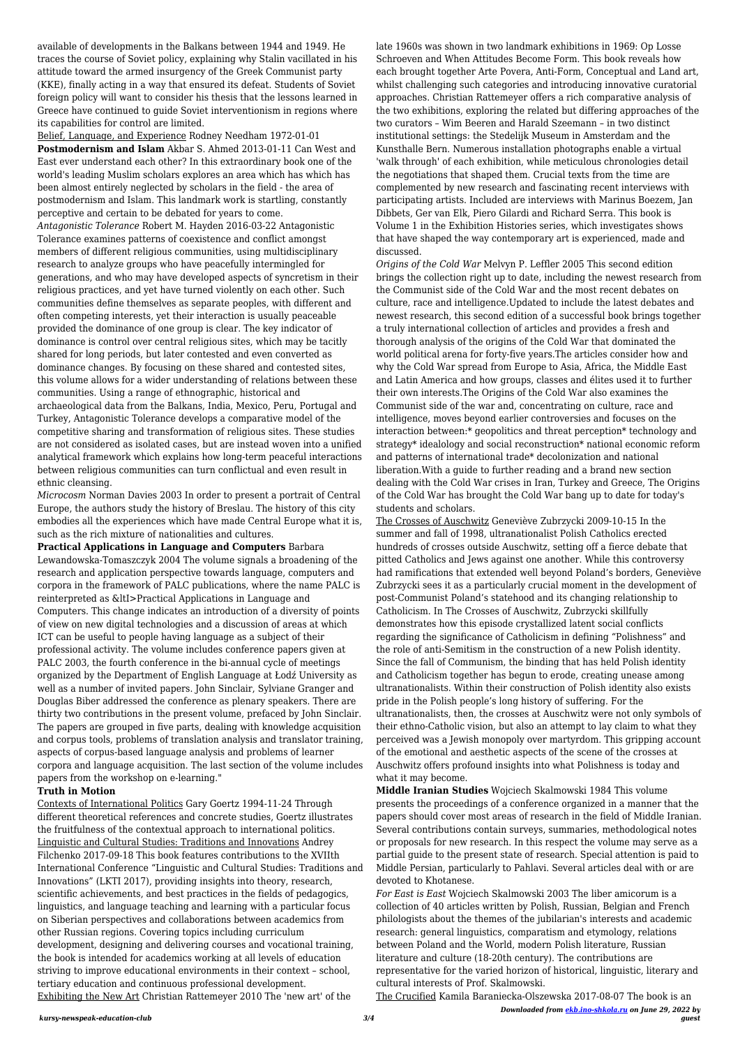available of developments in the Balkans between 1944 and 1949. He traces the course of Soviet policy, explaining why Stalin vacillated in his attitude toward the armed insurgency of the Greek Communist party (KKE), finally acting in a way that ensured its defeat. Students of Soviet foreign policy will want to consider his thesis that the lessons learned in Greece have continued to guide Soviet interventionism in regions where its capabilities for control are limited.

Belief, Language, and Experience Rodney Needham 1972-01-01

**Postmodernism and Islam** Akbar S. Ahmed 2013-01-11 Can West and East ever understand each other? In this extraordinary book one of the world's leading Muslim scholars explores an area which has which has been almost entirely neglected by scholars in the field - the area of postmodernism and Islam. This landmark work is startling, constantly perceptive and certain to be debated for years to come.

*Antagonistic Tolerance* Robert M. Hayden 2016-03-22 Antagonistic Tolerance examines patterns of coexistence and conflict amongst members of different religious communities, using multidisciplinary research to analyze groups who have peacefully intermingled for generations, and who may have developed aspects of syncretism in their religious practices, and yet have turned violently on each other. Such communities define themselves as separate peoples, with different and often competing interests, yet their interaction is usually peaceable provided the dominance of one group is clear. The key indicator of dominance is control over central religious sites, which may be tacitly shared for long periods, but later contested and even converted as dominance changes. By focusing on these shared and contested sites, this volume allows for a wider understanding of relations between these communities. Using a range of ethnographic, historical and archaeological data from the Balkans, India, Mexico, Peru, Portugal and Turkey, Antagonistic Tolerance develops a comparative model of the competitive sharing and transformation of religious sites. These studies are not considered as isolated cases, but are instead woven into a unified analytical framework which explains how long-term peaceful interactions between religious communities can turn conflictual and even result in ethnic cleansing.

*Microcosm* Norman Davies 2003 In order to present a portrait of Central Europe, the authors study the history of Breslau. The history of this city embodies all the experiences which have made Central Europe what it is, such as the rich mixture of nationalities and cultures.

**Practical Applications in Language and Computers** Barbara Lewandowska-Tomaszczyk 2004 The volume signals a broadening of the research and application perspective towards language, computers and corpora in the framework of PALC publications, where the name PALC is reinterpreted as &ltI>Practical Applications in Language and Computers. This change indicates an introduction of a diversity of points of view on new digital technologies and a discussion of areas at which ICT can be useful to people having language as a subject of their professional activity. The volume includes conference papers given at PALC 2003, the fourth conference in the bi-annual cycle of meetings organized by the Department of English Language at Łodź University as well as a number of invited papers. John Sinclair, Sylviane Granger and Douglas Biber addressed the conference as plenary speakers. There are thirty two contributions in the present volume, prefaced by John Sinclair. The papers are grouped in five parts, dealing with knowledge acquisition and corpus tools, problems of translation analysis and translator training, aspects of corpus-based language analysis and problems of learner corpora and language acquisition. The last section of the volume includes papers from the workshop on e-learning."

**Truth in Motion**

Contexts of International Politics Gary Goertz 1994-11-24 Through different theoretical references and concrete studies, Goertz illustrates the fruitfulness of the contextual approach to international politics.

Linguistic and Cultural Studies: Traditions and Innovations Andrey Filchenko 2017-09-18 This book features contributions to the XVIIth International Conference "Linguistic and Cultural Studies: Traditions and Innovations" (LKTI 2017), providing insights into theory, research, scientific achievements, and best practices in the fields of pedagogics, linguistics, and language teaching and learning with a particular focus on Siberian perspectives and collaborations between academics from other Russian regions. Covering topics including curriculum development, designing and delivering courses and vocational training, the book is intended for academics working at all levels of education striving to improve educational environments in their context – school, tertiary education and continuous professional development.

Exhibiting the New Art Christian Rattemeyer 2010 The 'new art' of the late 1960s was shown in two landmark exhibitions in 1969: Op Losse Schroeven and When Attitudes Become Form. This book reveals how each brought together Arte Povera, Anti-Form, Conceptual and Land art, whilst challenging such categories and introducing innovative curatorial approaches. Christian Rattemeyer offers a rich comparative analysis of the two exhibitions, exploring the related but differing approaches of the two curators – Wim Beeren and Harald Szeemann – in two distinct institutional settings: the Stedelijk Museum in Amsterdam and the Kunsthalle Bern. Numerous installation photographs enable a virtual 'walk through' of each exhibition, while meticulous chronologies detail the negotiations that shaped them. Crucial texts from the time are complemented by new research and fascinating recent interviews with participating artists. Included are interviews with Marinus Boezem, Jan Dibbets, Ger van Elk, Piero Gilardi and Richard Serra. This book is Volume 1 in the Exhibition Histories series, which investigates shows that have shaped the way contemporary art is experienced, made and discussed.

*Origins of the Cold War* Melvyn P. Leffler 2005 This second edition brings the collection right up to date, including the newest research from the Communist side of the Cold War and the most recent debates on culture, race and intelligence.Updated to include the latest debates and newest research, this second edition of a successful book brings together a truly international collection of articles and provides a fresh and thorough analysis of the origins of the Cold War that dominated the world political arena for forty-five years.The articles consider how and why the Cold War spread from Europe to Asia, Africa, the Middle East and Latin America and how groups, classes and élites used it to further their own interests.The Origins of the Cold War also examines the Communist side of the war and, concentrating on culture, race and intelligence, moves beyond earlier controversies and focuses on the interaction between:* geopolitics and threat perception* technology and strategy* idealology and social reconstruction* national economic reform and patterns of international trade* decolonization and national liberation.With a guide to further reading and a brand new section dealing with the Cold War crises in Iran, Turkey and Greece, The Origins of the Cold War has brought the Cold War bang up to date for today's students and scholars.

The Crosses of Auschwitz Geneviève Zubrzycki 2009-10-15 In the summer and fall of 1998, ultranationalist Polish Catholics erected hundreds of crosses outside Auschwitz, setting off a fierce debate that pitted Catholics and Jews against one another. While this controversy had ramifications that extended well beyond Poland's borders, Geneviève Zubrzycki sees it as a particularly crucial moment in the development of post-Communist Poland's statehood and its changing relationship to Catholicism. In The Crosses of Auschwitz, Zubrzycki skillfully demonstrates how this episode crystallized latent social conflicts regarding the significance of Catholicism in defining "Polishness" and the role of anti-Semitism in the construction of a new Polish identity. Since the fall of Communism, the binding that has held Polish identity and Catholicism together has begun to erode, creating unease among ultranationalists. Within their construction of Polish identity also exists pride in the Polish people's long history of suffering. For the ultranationalists, then, the crosses at Auschwitz were not only symbols of their ethno-Catholic vision, but also an attempt to lay claim to what they perceived was a Jewish monopoly over martyrdom. This gripping account of the emotional and aesthetic aspects of the scene of the crosses at Auschwitz offers profound insights into what Polishness is today and what it may become.

**Middle Iranian Studies** Wojciech Skalmowski 1984 This volume presents the proceedings of a conference organized in a manner that the papers should cover most areas of research in the field of Middle Iranian. Several contributions contain surveys, summaries, methodological notes or proposals for new research. In this respect the volume may serve as a partial guide to the present state of research. Special attention is paid to Middle Persian, particularly to Pahlavi. Several articles deal with or are devoted to Khotanese.

*For East is East* Wojciech Skalmowski 2003 The liber amicorum is a collection of 40 articles written by Polish, Russian, Belgian and French philologists about the themes of the jubilarian's interests and academic research: general linguistics, comparatism and etymology, relations between Poland and the World, modern Polish literature, Russian literature and culture (18-20th century). The contributions are representative for the varied horizon of historical, linguistic, literary and cultural interests of Prof. Skalmowski.

The Crucified Kamila Baraniecka-Olszewska 2017-08-07 The book is an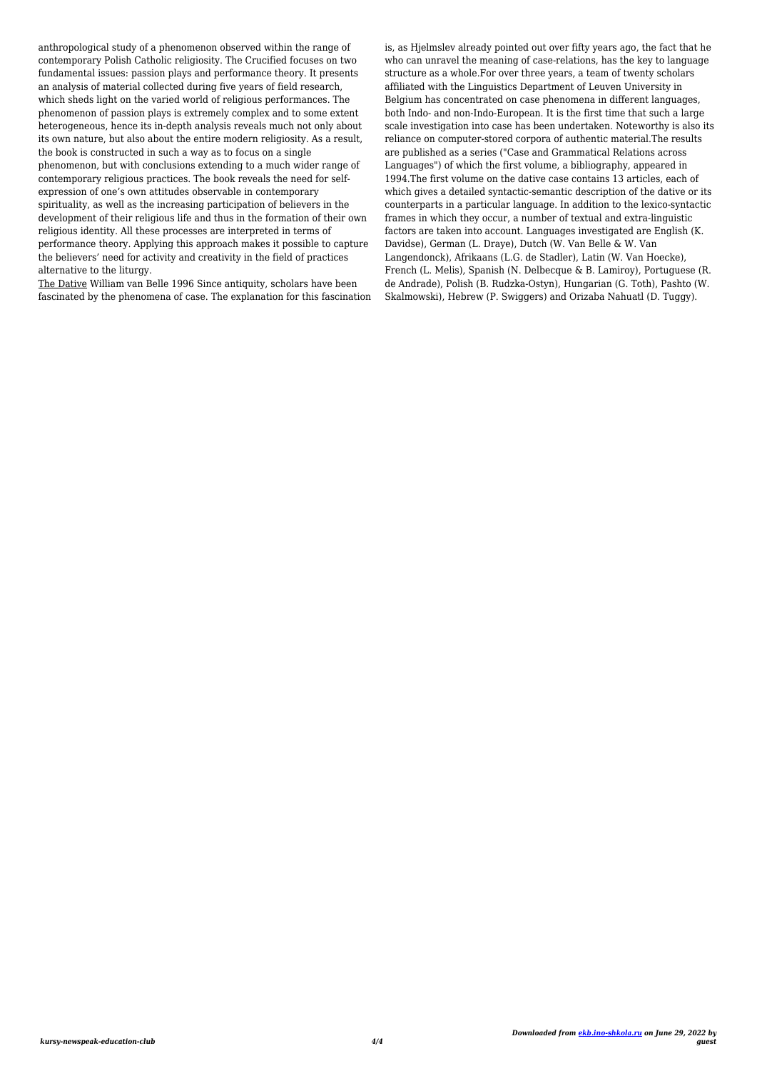anthropological study of a phenomenon observed within the range of contemporary Polish Catholic religiosity. The Crucified focuses on two fundamental issues: passion plays and performance theory. It presents an analysis of material collected during five years of field research, which sheds light on the varied world of religious performances. The phenomenon of passion plays is extremely complex and to some extent heterogeneous, hence its in-depth analysis reveals much not only about its own nature, but also about the entire modern religiosity. As a result, the book is constructed in such a way as to focus on a single phenomenon, but with conclusions extending to a much wider range of contemporary religious practices. The book reveals the need for self-expression of one's own attitudes observable in contemporary spirituality, as well as the increasing participation of believers in the development of their religious life and thus in the formation of their own religious identity. All these processes are interpreted in terms of performance theory. Applying this approach makes it possible to capture the believers' need for activity and creativity in the field of practices alternative to the liturgy.

The Dative William van Belle 1996 Since antiquity, scholars have been fascinated by the phenomena of case. The explanation for this fascination is, as Hjelmslev already pointed out over fifty years ago, the fact that he who can unravel the meaning of case-relations, has the key to language structure as a whole.For over three years, a team of twenty scholars affiliated with the Linguistics Department of Leuven University in Belgium has concentrated on case phenomena in different languages, both Indo- and non-Indo-European. It is the first time that such a large scale investigation into case has been undertaken. Noteworthy is also its reliance on computer-stored corpora of authentic material.The results are published as a series ("Case and Grammatical Relations across Languages") of which the first volume, a bibliography, appeared in 1994.The first volume on the dative case contains 13 articles, each of which gives a detailed syntactic-semantic description of the dative or its counterparts in a particular language. In addition to the lexico-syntactic frames in which they occur, a number of textual and extra-linguistic factors are taken into account. Languages investigated are English (K. Davidse), German (L. Draye), Dutch (W. Van Belle & W. Van Langendonck), Afrikaans (L.G. de Stadler), Latin (W. Van Hoecke), French (L. Melis), Spanish (N. Delbecque & B. Lamiroy), Portuguese (R. de Andrade), Polish (B. Rudzka-Ostyn), Hungarian (G. Toth), Pashto (W. Skalmowski), Hebrew (P. Swiggers) and Orizaba Nahuatl (D. Tuggy).